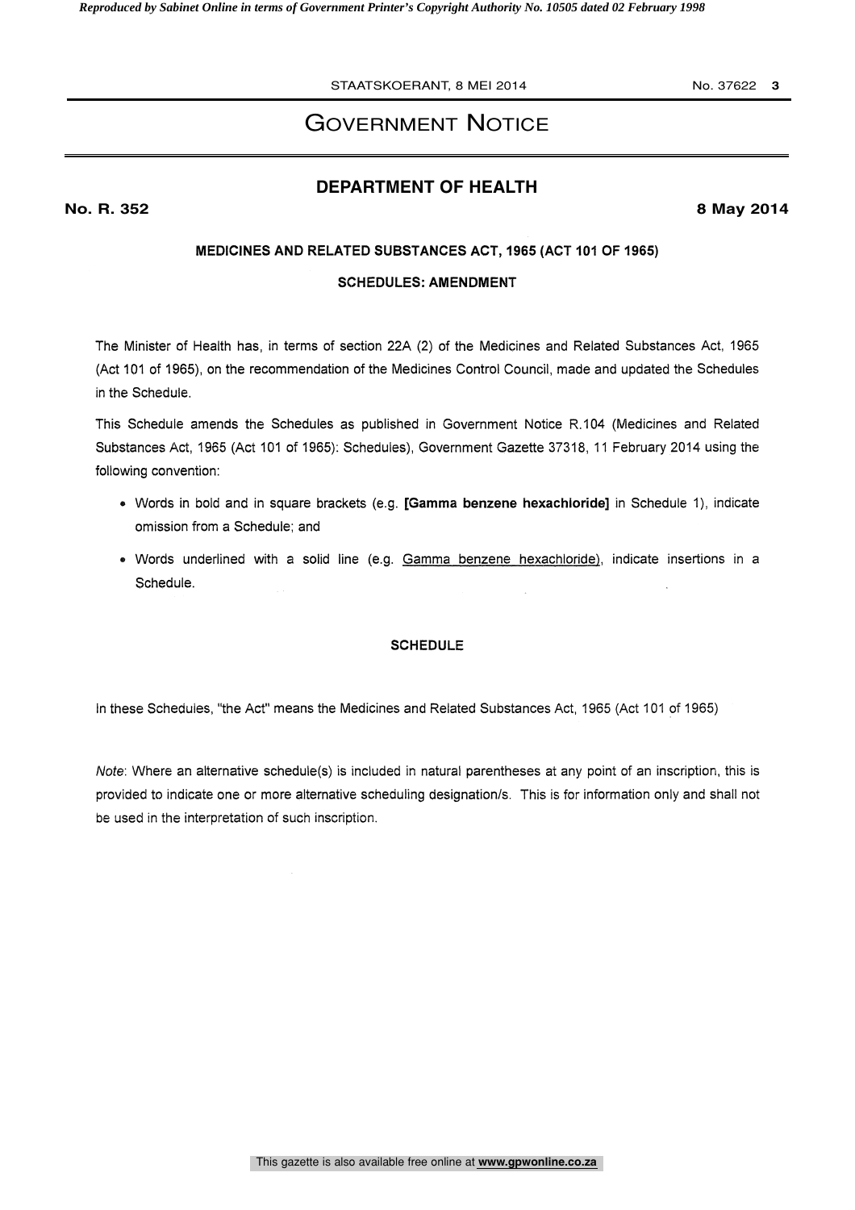# Government Notice

## DEPARTMENT OF HEALTH

**No. R. 352** **8 May 2014**

**MEDICINES AND RELATED SUBSTANCES ACT, 1965 (ACT 101 OF 1965)**

**SCHEDULES: AMENDMENT**

The Minister of Health has, in terms of section 22A (2) of the Medicines and Related Substances Act, 1965 (Act 101 of 1965), on the recommendation of the Medicines Control Council, made and updated the Schedules in the Schedule.

This Schedule amends the Schedules as published in Government Notice R.104 (Medicines and Related Substances Act, 1965 (Act 101 of 1965): Schedules), Government Gazette 37318, 11 February 2014 using the following convention:

- Words in bold and in square brackets (e.g. **[Gamma benzene hexachloride]** in Schedule 1), indicate omission from a Schedule; and
- Words underlined with a solid line (e.g. <u>Gamma benzene hexachloride</u>), indicate insertions in a Schedule.

**SCHEDULE**

In these Schedules, "the Act" means the Medicines and Related Substances Act, 1965 (Act 101 of 1965)

*Note*: Where an alternative schedule(s) is included in natural parentheses at any point of an inscription, this is provided to indicate one or more alternative scheduling designation/s. This is for information only and shall not be used in the interpretation of such inscription.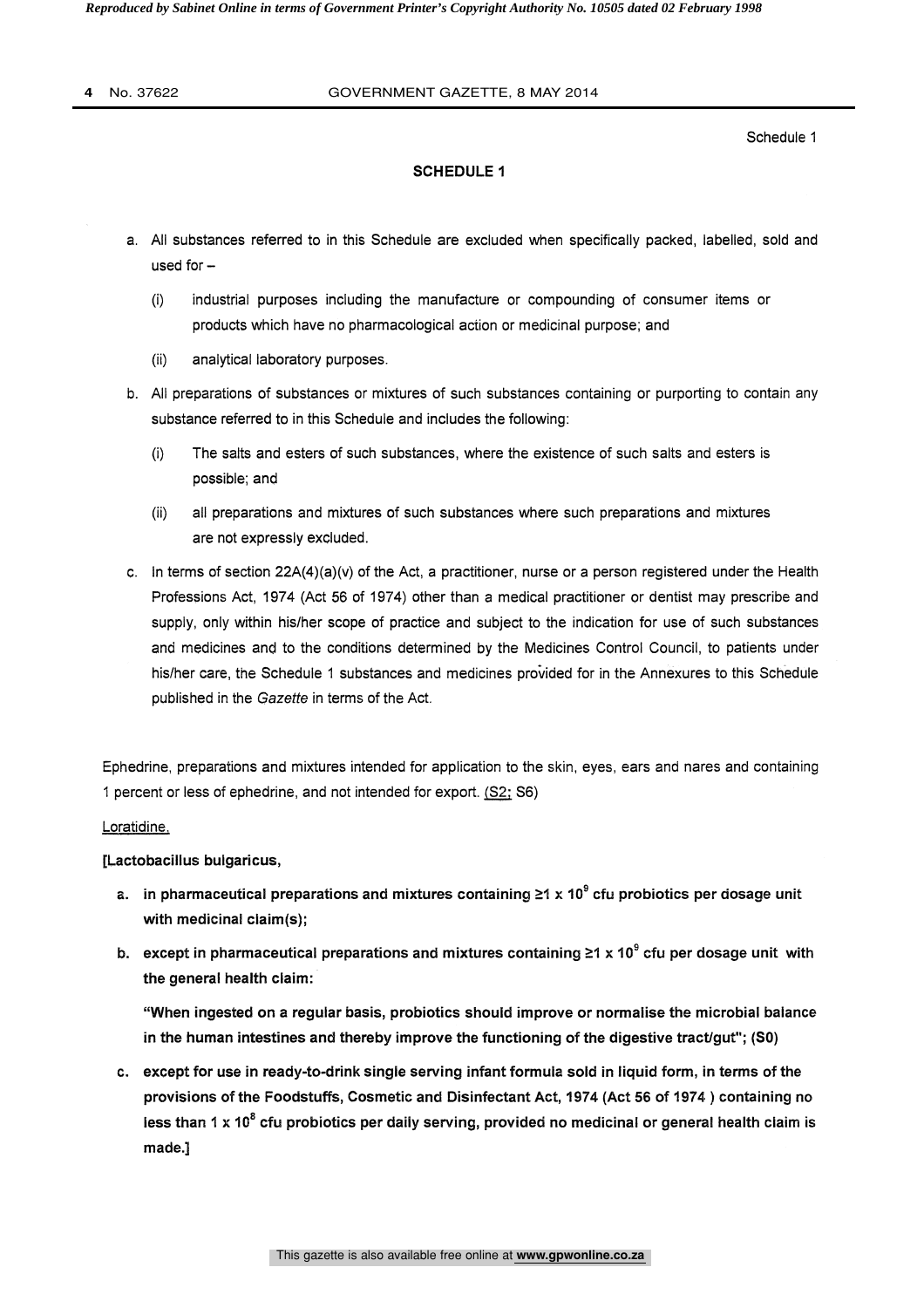Schedule 1

## SCHEDULE 1

a. All substances referred to in this Schedule are excluded when specifically packed, labelled, sold and used for –

   (i) industrial purposes including the manufacture or compounding of consumer items or products which have no pharmacological action or medicinal purpose; and

   (ii) analytical laboratory purposes.

b. All preparations of substances or mixtures of such substances containing or purporting to contain any substance referred to in this Schedule and includes the following:

   (i) The salts and esters of such substances, where the existence of such salts and esters is possible; and

   (ii) all preparations and mixtures of such substances where such preparations and mixtures are not expressly excluded.

c. In terms of section 22A(4)(a)(v) of the Act, a practitioner, nurse or a person registered under the Health Professions Act, 1974 (Act 56 of 1974) other than a medical practitioner or dentist may prescribe and supply, only within his/her scope of practice and subject to the indication for use of such substances and medicines and to the conditions determined by the Medicines Control Council, to patients under his/her care, the Schedule 1 substances and medicines provided for in the Annexures to this Schedule published in the *Gazette* in terms of the Act.

Ephedrine, preparations and mixtures intended for application to the skin, eyes, ears and nares and containing 1 percent or less of ephedrine, and not intended for export. (<u>S2;</u> S6)

<u>Loratidine.</u>

**[Lactobacillus bulgaricus,**

**a. in pharmaceutical preparations and mixtures containing ≥1 x $10^9$ cfu probiotics per dosage unit with medicinal claim(s);**

**b. except in pharmaceutical preparations and mixtures containing ≥1 x $10^9$ cfu per dosage unit with the general health claim:**

**"When ingested on a regular basis, probiotics should improve or normalise the microbial balance in the human intestines and thereby improve the functioning of the digestive tract/gut"; (S0)**

**c. except for use in ready-to-drink single serving infant formula sold in liquid form, in terms of the provisions of the Foodstuffs, Cosmetic and Disinfectant Act, 1974 (Act 56 of 1974 ) containing no less than 1 x $10^8$ cfu probiotics per daily serving, provided no medicinal or general health claim is made.]**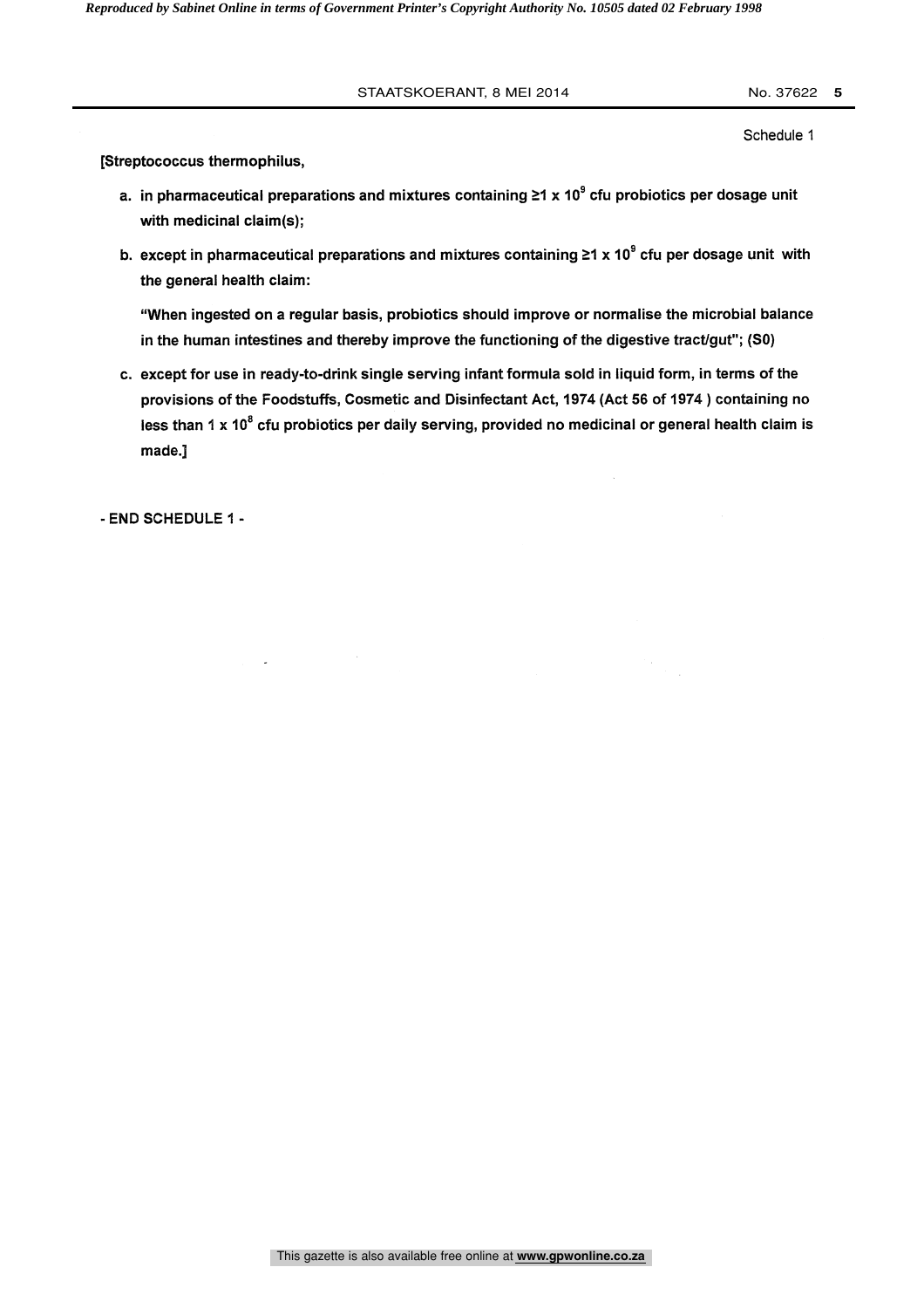Schedule 1

**[Streptococcus thermophilus,**

a. **in pharmaceutical preparations and mixtures containing ≥1 x $10^9$ cfu probiotics per dosage unit with medicinal claim(s);**

b. **except in pharmaceutical preparations and mixtures containing ≥1 x $10^9$ cfu per dosage unit with the general health claim:**

   **"When ingested on a regular basis, probiotics should improve or normalise the microbial balance in the human intestines and thereby improve the functioning of the digestive tract/gut"; (S0)**

c. **except for use in ready-to-drink single serving infant formula sold in liquid form, in terms of the provisions of the Foodstuffs, Cosmetic and Disinfectant Act, 1974 (Act 56 of 1974 ) containing no less than 1 x $10^8$ cfu probiotics per daily serving, provided no medicinal or general health claim is made.]**

**- END SCHEDULE 1 -**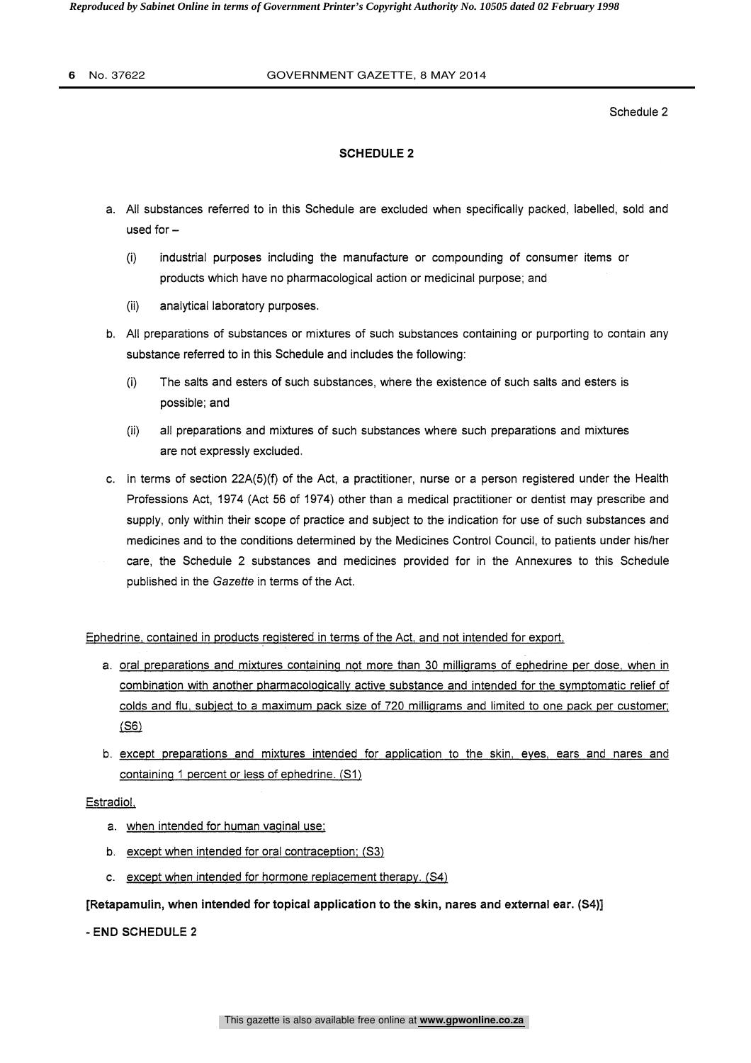Schedule 2

## SCHEDULE 2

a. All substances referred to in this Schedule are excluded when specifically packed, labelled, sold and used for –

   (i) industrial purposes including the manufacture or compounding of consumer items or products which have no pharmacological action or medicinal purpose; and

   (ii) analytical laboratory purposes.

b. All preparations of substances or mixtures of such substances containing or purporting to contain any substance referred to in this Schedule and includes the following:

   (i) The salts and esters of such substances, where the existence of such salts and esters is possible; and

   (ii) all preparations and mixtures of such substances where such preparations and mixtures are not expressly excluded.

c. In terms of section 22A(5)(f) of the Act, a practitioner, nurse or a person registered under the Health Professions Act, 1974 (Act 56 of 1974) other than a medical practitioner or dentist may prescribe and supply, only within their scope of practice and subject to the indication for use of such substances and medicines and to the conditions determined by the Medicines Control Council, to patients under his/her care, the Schedule 2 substances and medicines provided for in the Annexures to this Schedule published in the *Gazette* in terms of the Act.

<u>Ephedrine, contained in products registered in terms of the Act, and not intended for export.</u>

a. <u>oral preparations and mixtures containing not more than 30 milligrams of ephedrine per dose, when in combination with another pharmacologically active substance and intended for the symptomatic relief of colds and flu, subject to a maximum pack size of 720 milligrams and limited to one pack per customer; (S6)</u>

b. <u>except preparations and mixtures intended for application to the skin, eyes, ears and nares and containing 1 percent or less of ephedrine. (S1)</u>

<u>Estradiol,</u>

a. <u>when intended for human vaginal use;</u>

b. <u>except when intended for oral contraception; (S3)</u>

c. <u>except when intended for hormone replacement therapy. (S4)</u>

**[Retapamulin, when intended for topical application to the skin, nares and external ear. (S4)]**

**- END SCHEDULE 2**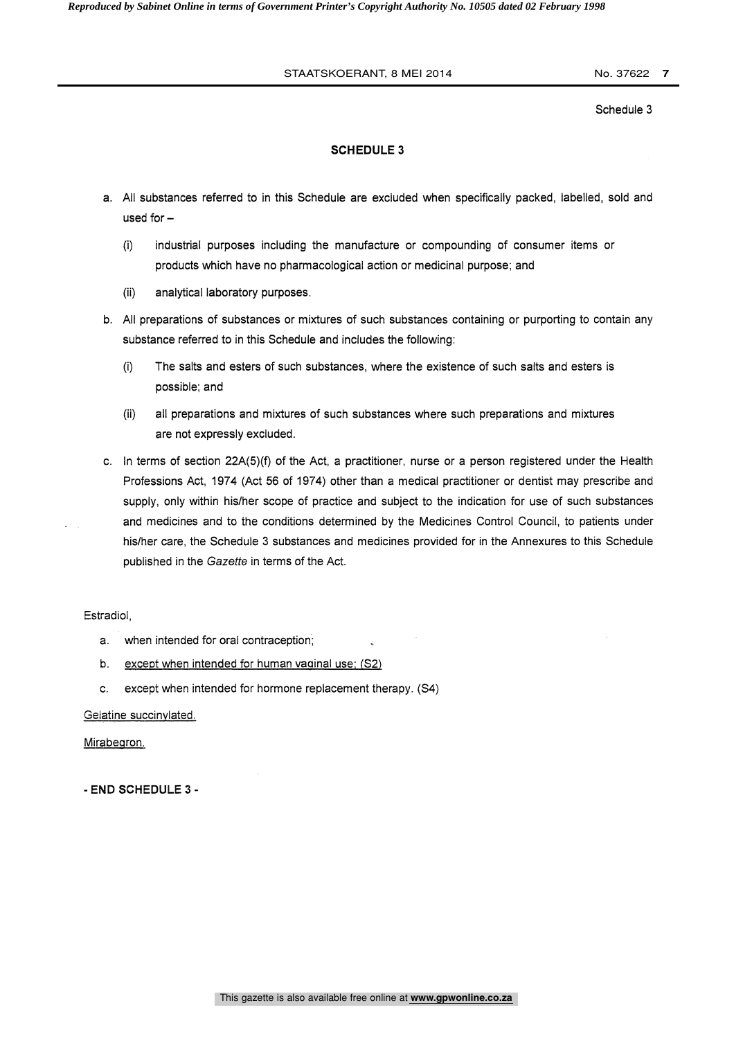Schedule 3

## SCHEDULE 3

a. All substances referred to in this Schedule are excluded when specifically packed, labelled, sold and used for –

   (i) industrial purposes including the manufacture or compounding of consumer items or products which have no pharmacological action or medicinal purpose; and

   (ii) analytical laboratory purposes.

b. All preparations of substances or mixtures of such substances containing or purporting to contain any substance referred to in this Schedule and includes the following:

   (i) The salts and esters of such substances, where the existence of such salts and esters is possible; and

   (ii) all preparations and mixtures of such substances where such preparations and mixtures are not expressly excluded.

c. In terms of section 22A(5)(f) of the Act, a practitioner, nurse or a person registered under the Health Professions Act, 1974 (Act 56 of 1974) other than a medical practitioner or dentist may prescribe and supply, only within his/her scope of practice and subject to the indication for use of such substances and medicines and to the conditions determined by the Medicines Control Council, to patients under his/her care, the Schedule 3 substances and medicines provided for in the Annexures to this Schedule published in the *Gazette* in terms of the Act.

Estradiol,

a. when intended for oral contraception;

b. <u>except when intended for human vaginal use; (S2)</u>

c. except when intended for hormone replacement therapy. (S4)

<u>Gelatine succinylated.</u>

<u>Mirabegron.</u>

**- END SCHEDULE 3 -**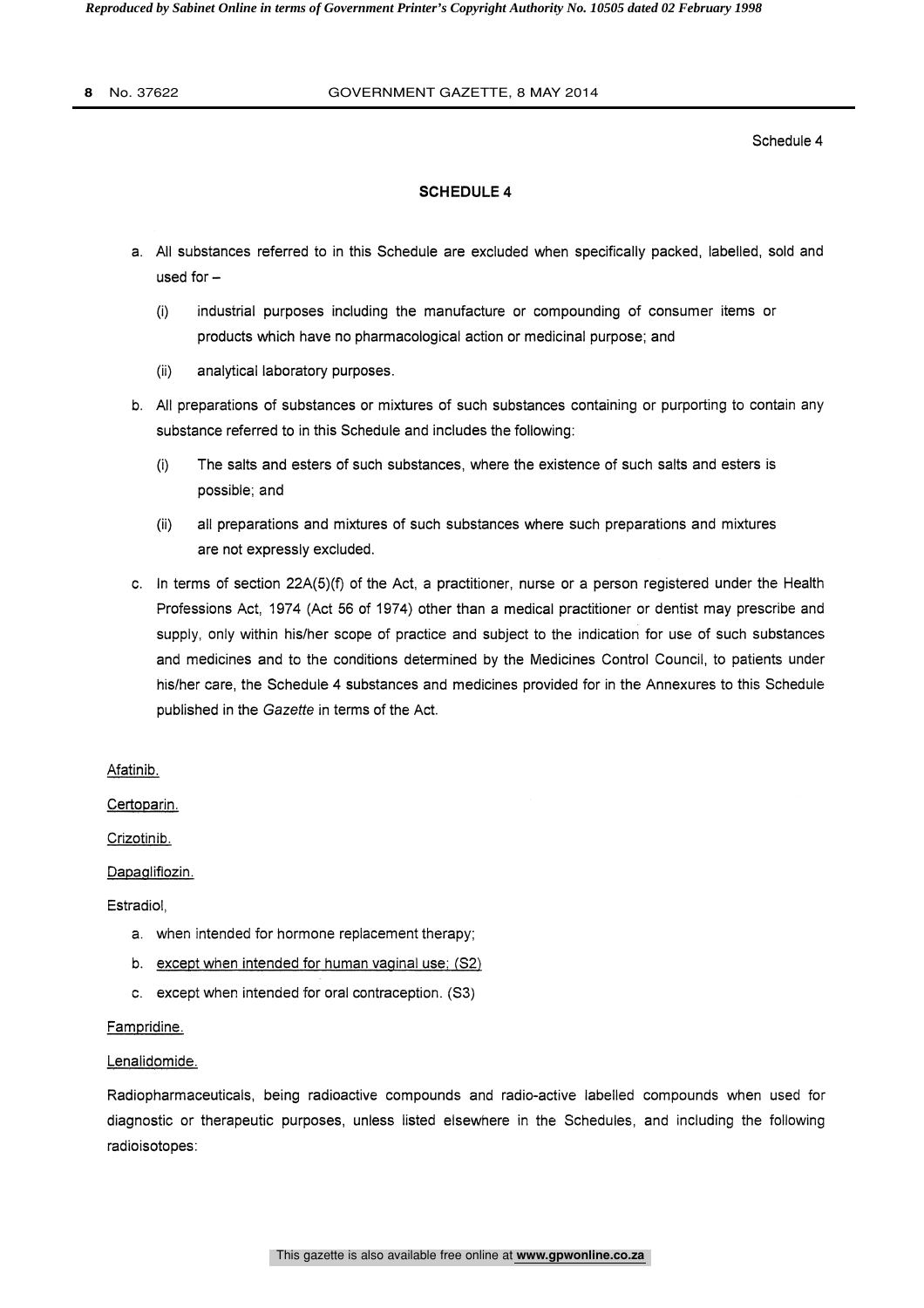Schedule 4

## SCHEDULE 4

a. All substances referred to in this Schedule are excluded when specifically packed, labelled, sold and used for –

   (i) industrial purposes including the manufacture or compounding of consumer items or products which have no pharmacological action or medicinal purpose; and

   (ii) analytical laboratory purposes.

b. All preparations of substances or mixtures of such substances containing or purporting to contain any substance referred to in this Schedule and includes the following:

   (i) The salts and esters of such substances, where the existence of such salts and esters is possible; and

   (ii) all preparations and mixtures of such substances where such preparations and mixtures are not expressly excluded.

c. In terms of section 22A(5)(f) of the Act, a practitioner, nurse or a person registered under the Health Professions Act, 1974 (Act 56 of 1974) other than a medical practitioner or dentist may prescribe and supply, only within his/her scope of practice and subject to the indication for use of such substances and medicines and to the conditions determined by the Medicines Control Council, to patients under his/her care, the Schedule 4 substances and medicines provided for in the Annexures to this Schedule published in the *Gazette* in terms of the Act.

<u>Afatinib.</u>

<u>Certoparin.</u>

<u>Crizotinib.</u>

<u>Dapagliflozin.</u>

Estradiol,

a. when intended for hormone replacement therapy;

b. <u>except when intended for human vaginal use; (S2)</u>

c. except when intended for oral contraception. (S3)

<u>Fampridine.</u>

<u>Lenalidomide.</u>

Radiopharmaceuticals, being radioactive compounds and radio-active labelled compounds when used for diagnostic or therapeutic purposes, unless listed elsewhere in the Schedules, and including the following radioisotopes: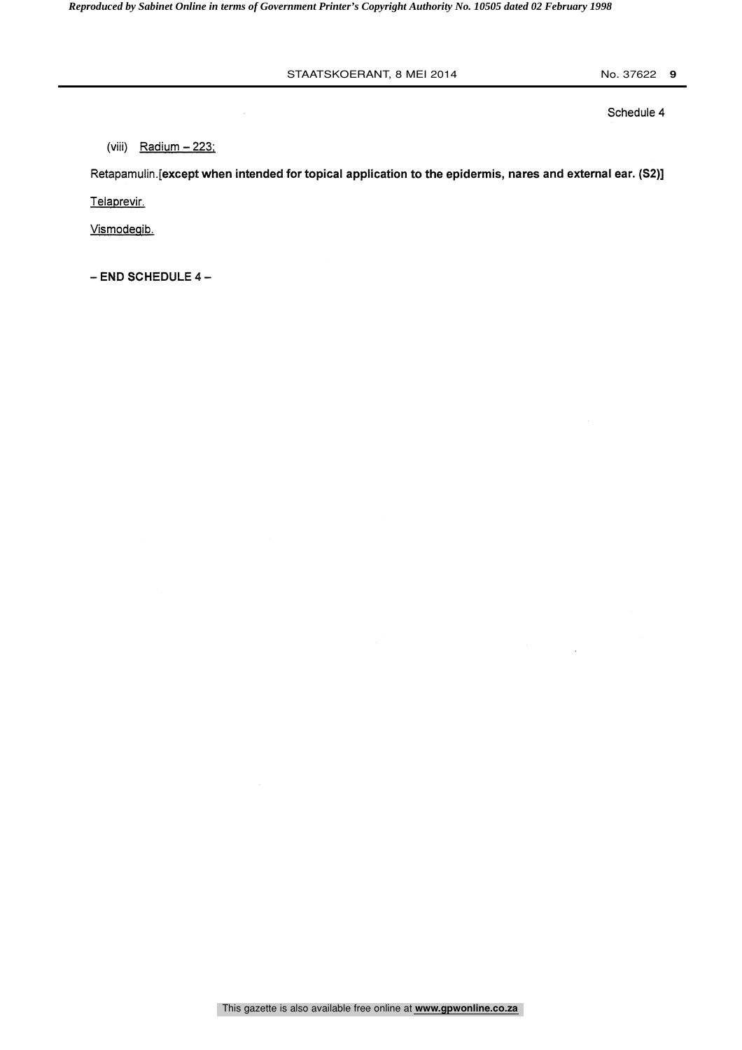Schedule 4

(viii) <u>Radium – 223;</u>

Retapamulin.[**except when intended for topical application to the epidermis, nares and external ear. (S2)**]

<u>Telaprevir.</u>

<u>Vismodegib.</u>

**– END SCHEDULE 4 –**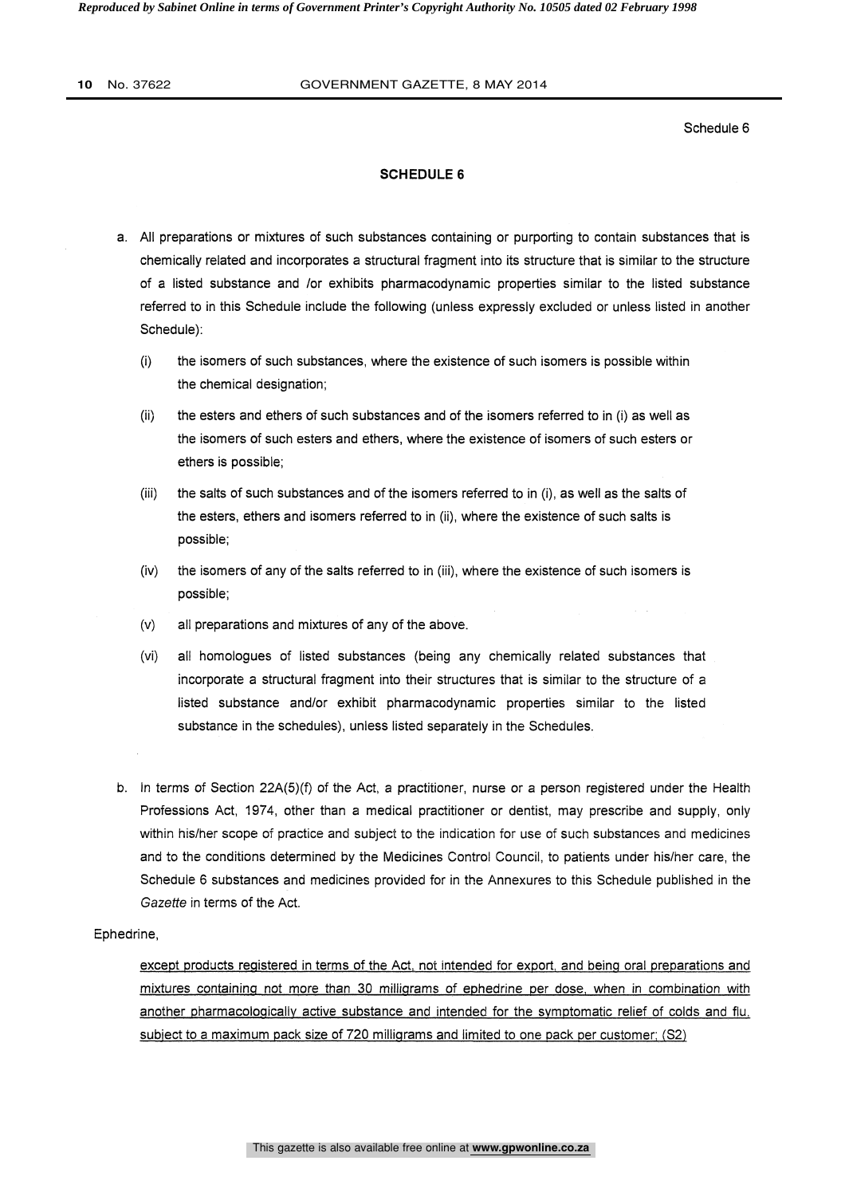## SCHEDULE 6

a. All preparations or mixtures of such substances containing or purporting to contain substances that is chemically related and incorporates a structural fragment into its structure that is similar to the structure of a listed substance and /or exhibits pharmacodynamic properties similar to the listed substance referred to in this Schedule include the following (unless expressly excluded or unless listed in another Schedule):

   (i) the isomers of such substances, where the existence of such isomers is possible within the chemical designation;

   (ii) the esters and ethers of such substances and of the isomers referred to in (i) as well as the isomers of such esters and ethers, where the existence of isomers of such esters or ethers is possible;

   (iii) the salts of such substances and of the isomers referred to in (i), as well as the salts of the esters, ethers and isomers referred to in (ii), where the existence of such salts is possible;

   (iv) the isomers of any of the salts referred to in (iii), where the existence of such isomers is possible;

   (v) all preparations and mixtures of any of the above.

   (vi) all homologues of listed substances (being any chemically related substances that incorporate a structural fragment into their structures that is similar to the structure of a listed substance and/or exhibit pharmacodynamic properties similar to the listed substance in the schedules), unless listed separately in the Schedules.

b. In terms of Section 22A(5)(f) of the Act, a practitioner, nurse or a person registered under the Health Professions Act, 1974, other than a medical practitioner or dentist, may prescribe and supply, only within his/her scope of practice and subject to the indication for use of such substances and medicines and to the conditions determined by the Medicines Control Council, to patients under his/her care, the Schedule 6 substances and medicines provided for in the Annexures to this Schedule published in the *Gazette* in terms of the Act.

Ephedrine,

<u>except products registered in terms of the Act, not intended for export, and being oral preparations and mixtures containing not more than 30 milligrams of ephedrine per dose, when in combination with another pharmacologically active substance and intended for the symptomatic relief of colds and flu, subject to a maximum pack size of 720 milligrams and limited to one pack per customer; (S2)</u>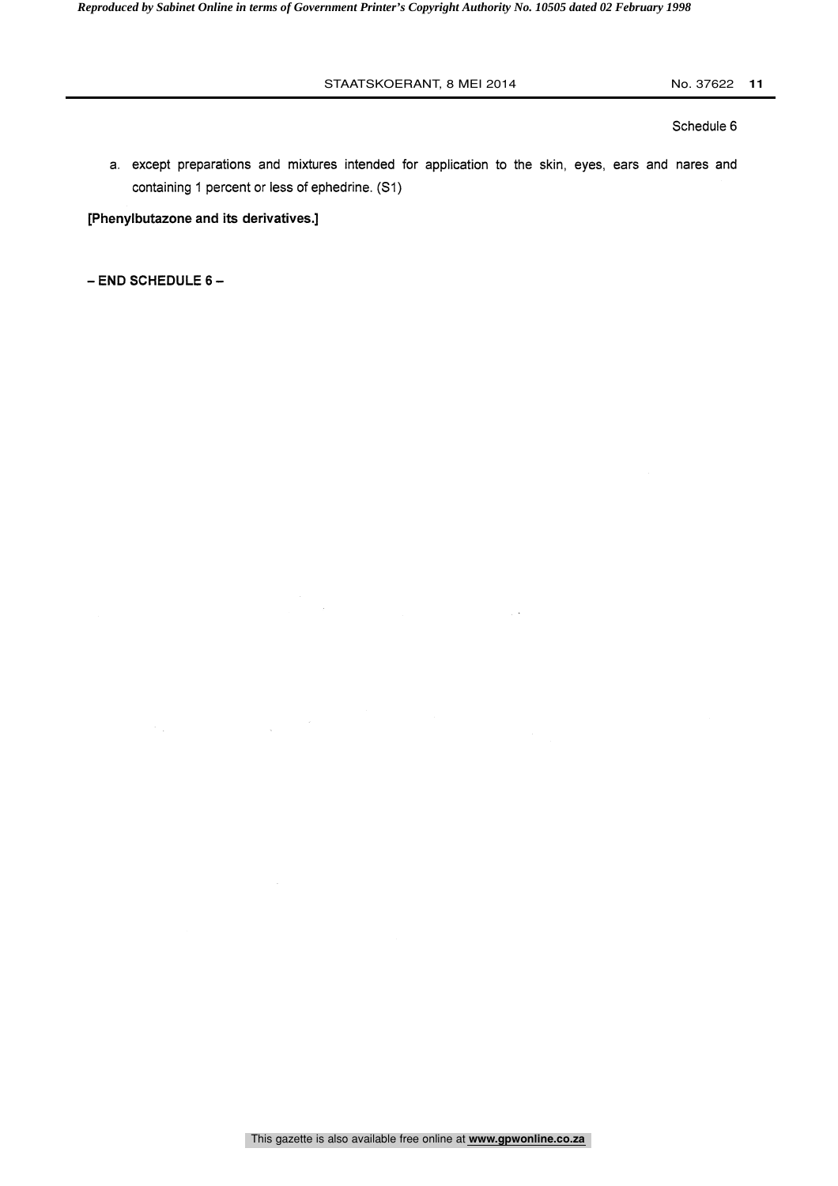a. except preparations and mixtures intended for application to the skin, eyes, ears and nares and containing 1 percent or less of ephedrine. (S1)

**[Phenylbutazone and its derivatives.]**

**– END SCHEDULE 6 –**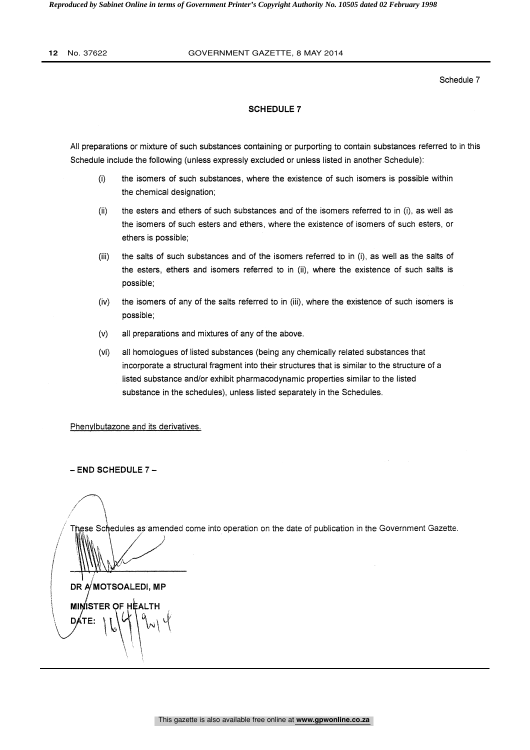Schedule 7

## SCHEDULE 7

All preparations or mixture of such substances containing or purporting to contain substances referred to in this Schedule include the following (unless expressly excluded or unless listed in another Schedule):

(i) the isomers of such substances, where the existence of such isomers is possible within the chemical designation;

(ii) the esters and ethers of such substances and of the isomers referred to in (i), as well as the isomers of such esters and ethers, where the existence of isomers of such esters, or ethers is possible;

(iii) the salts of such substances and of the isomers referred to in (i), as well as the salts of the esters, ethers and isomers referred to in (ii), where the existence of such salts is possible;

(iv) the isomers of any of the salts referred to in (iii), where the existence of such isomers is possible;

(v) all preparations and mixtures of any of the above.

(vi) all homologues of listed substances (being any chemically related substances that incorporate a structural fragment into their structures that is similar to the structure of a listed substance and/or exhibit pharmacodynamic properties similar to the listed substance in the schedules), unless listed separately in the Schedules.

Phenylbutazone and its derivatives.

**– END SCHEDULE 7 –**

These Schedules as amended come into operation on the date of publication in the Government Gazette.

**DR A MOTSOALEDI, MP**

**MINISTER OF HEALTH**

**DATE:** 16/4/2014